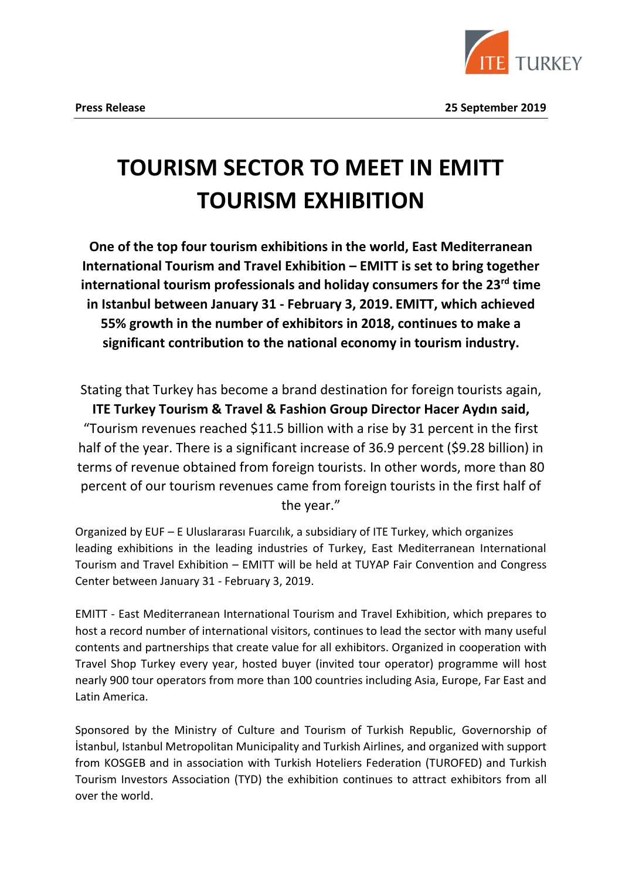**Press Release** **25 September 2019**

# TOURISM SECTOR TO MEET IN EMITT TOURISM EXHIBITION

**One of the top four tourism exhibitions in the world, East Mediterranean International Tourism and Travel Exhibition – EMITT is set to bring together international tourism professionals and holiday consumers for the 23rd time in Istanbul between January 31 - February 3, 2019. EMITT, which achieved 55% growth in the number of exhibitors in 2018, continues to make a significant contribution to the national economy in tourism industry.**

Stating that Turkey has become a brand destination for foreign tourists again, **ITE Turkey Tourism & Travel & Fashion Group Director Hacer Aydın said,** "Tourism revenues reached $11.5 billion with a rise by 31 percent in the first half of the year. There is a significant increase of 36.9 percent ($9.28 billion) in terms of revenue obtained from foreign tourists. In other words, more than 80 percent of our tourism revenues came from foreign tourists in the first half of the year."

Organized by EUF – E Uluslararası Fuarcılık, a subsidiary of ITE Turkey, which organizes leading exhibitions in the leading industries of Turkey, East Mediterranean International Tourism and Travel Exhibition – EMITT will be held at TUYAP Fair Convention and Congress Center between January 31 - February 3, 2019.

EMITT - East Mediterranean International Tourism and Travel Exhibition, which prepares to host a record number of international visitors, continues to lead the sector with many useful contents and partnerships that create value for all exhibitors. Organized in cooperation with Travel Shop Turkey every year, hosted buyer (invited tour operator) programme will host nearly 900 tour operators from more than 100 countries including Asia, Europe, Far East and Latin America.

Sponsored by the Ministry of Culture and Tourism of Turkish Republic, Governorship of İstanbul, Istanbul Metropolitan Municipality and Turkish Airlines, and organized with support from KOSGEB and in association with Turkish Hoteliers Federation (TUROFED) and Turkish Tourism Investors Association (TYD) the exhibition continues to attract exhibitors from all over the world.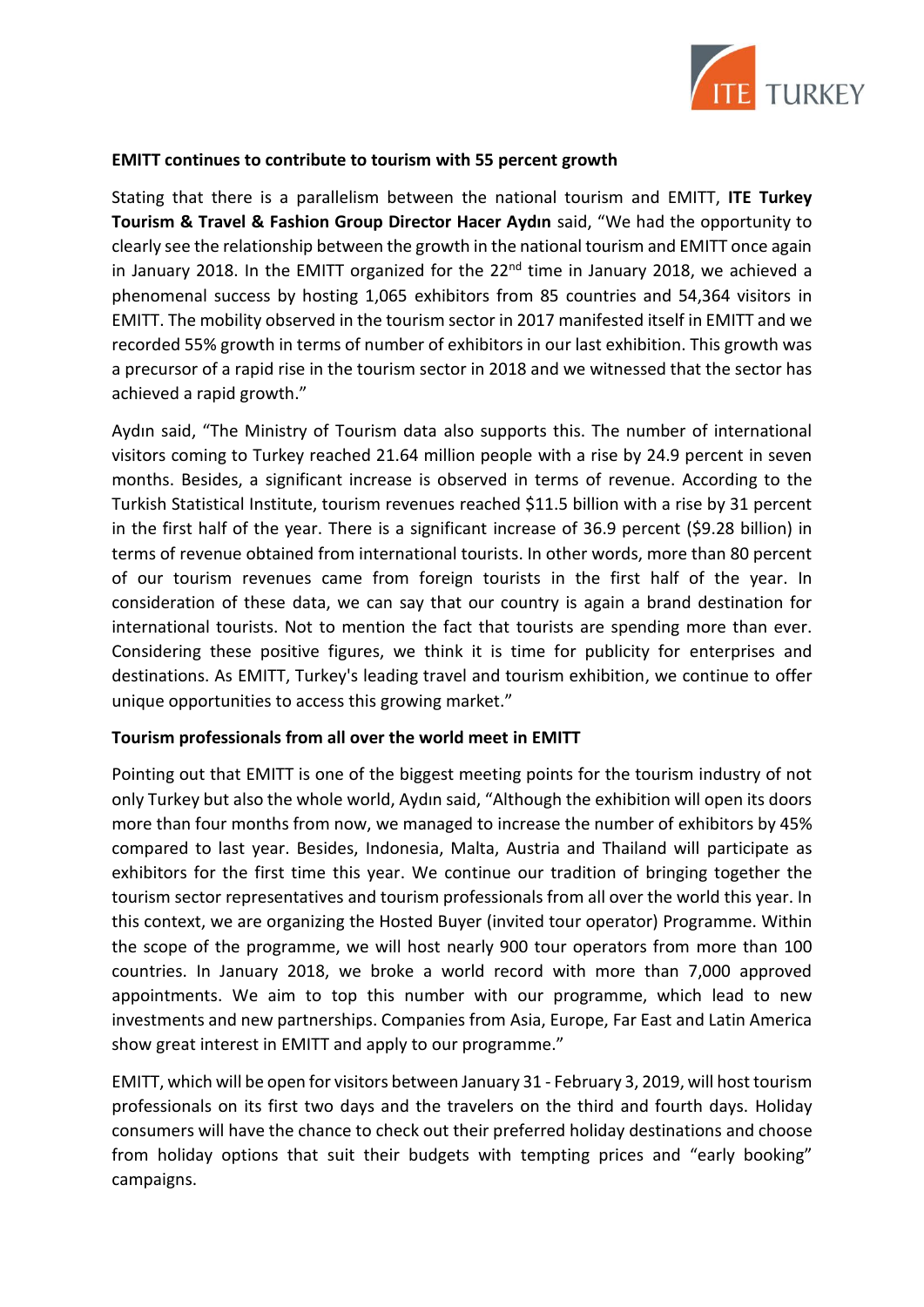**EMITT continues to contribute to tourism with 55 percent growth**

Stating that there is a parallelism between the national tourism and EMITT, **ITE Turkey Tourism & Travel & Fashion Group Director Hacer Aydın** said, "We had the opportunity to clearly see the relationship between the growth in the national tourism and EMITT once again in January 2018. In the EMITT organized for the 22nd time in January 2018, we achieved a phenomenal success by hosting 1,065 exhibitors from 85 countries and 54,364 visitors in EMITT. The mobility observed in the tourism sector in 2017 manifested itself in EMITT and we recorded 55% growth in terms of number of exhibitors in our last exhibition. This growth was a precursor of a rapid rise in the tourism sector in 2018 and we witnessed that the sector has achieved a rapid growth."

Aydın said, "The Ministry of Tourism data also supports this. The number of international visitors coming to Turkey reached 21.64 million people with a rise by 24.9 percent in seven months. Besides, a significant increase is observed in terms of revenue. According to the Turkish Statistical Institute, tourism revenues reached $11.5 billion with a rise by 31 percent in the first half of the year. There is a significant increase of 36.9 percent ($9.28 billion) in terms of revenue obtained from international tourists. In other words, more than 80 percent of our tourism revenues came from foreign tourists in the first half of the year. In consideration of these data, we can say that our country is again a brand destination for international tourists. Not to mention the fact that tourists are spending more than ever. Considering these positive figures, we think it is time for publicity for enterprises and destinations. As EMITT, Turkey's leading travel and tourism exhibition, we continue to offer unique opportunities to access this growing market."

**Tourism professionals from all over the world meet in EMITT**

Pointing out that EMITT is one of the biggest meeting points for the tourism industry of not only Turkey but also the whole world, Aydın said, "Although the exhibition will open its doors more than four months from now, we managed to increase the number of exhibitors by 45% compared to last year. Besides, Indonesia, Malta, Austria and Thailand will participate as exhibitors for the first time this year. We continue our tradition of bringing together the tourism sector representatives and tourism professionals from all over the world this year. In this context, we are organizing the Hosted Buyer (invited tour operator) Programme. Within the scope of the programme, we will host nearly 900 tour operators from more than 100 countries. In January 2018, we broke a world record with more than 7,000 approved appointments. We aim to top this number with our programme, which lead to new investments and new partnerships. Companies from Asia, Europe, Far East and Latin America show great interest in EMITT and apply to our programme."

EMITT, which will be open for visitors between January 31 - February 3, 2019, will host tourism professionals on its first two days and the travelers on the third and fourth days. Holiday consumers will have the chance to check out their preferred holiday destinations and choose from holiday options that suit their budgets with tempting prices and "early booking" campaigns.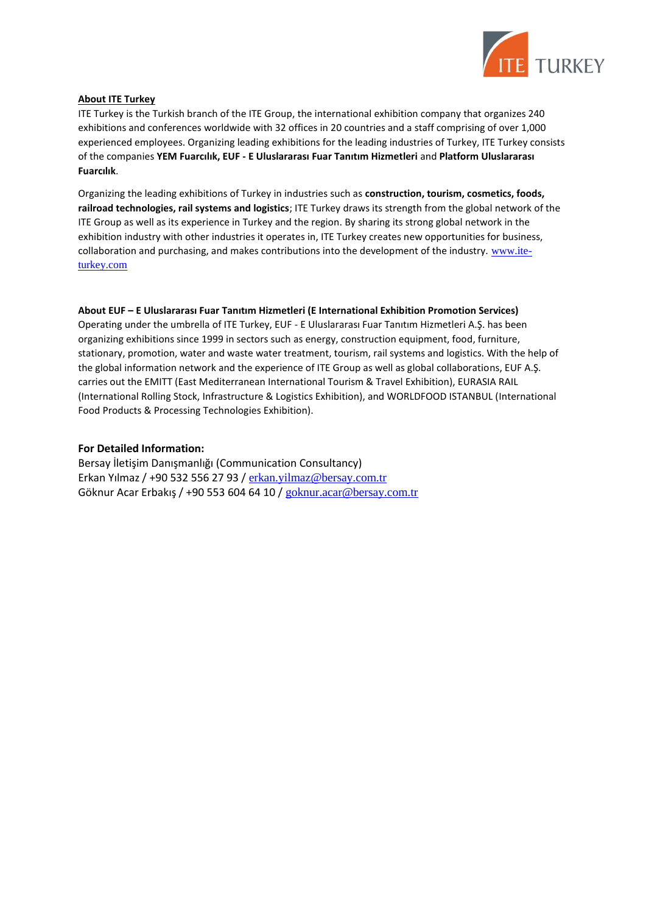**About ITE Turkey**

ITE Turkey is the Turkish branch of the ITE Group, the international exhibition company that organizes 240 exhibitions and conferences worldwide with 32 offices in 20 countries and a staff comprising of over 1,000 experienced employees. Organizing leading exhibitions for the leading industries of Turkey, ITE Turkey consists of the companies **YEM Fuarcılık, EUF - E Uluslararası Fuar Tanıtım Hizmetleri** and **Platform Uluslararası Fuarcılık**.

Organizing the leading exhibitions of Turkey in industries such as **construction, tourism, cosmetics, foods, railroad technologies, rail systems and logistics**; ITE Turkey draws its strength from the global network of the ITE Group as well as its experience in Turkey and the region. By sharing its strong global network in the exhibition industry with other industries it operates in, ITE Turkey creates new opportunities for business, collaboration and purchasing, and makes contributions into the development of the industry. www.ite-turkey.com

**About EUF – E Uluslararası Fuar Tanıtım Hizmetleri (E International Exhibition Promotion Services)**

Operating under the umbrella of ITE Turkey, EUF - E Uluslararası Fuar Tanıtım Hizmetleri A.Ş. has been organizing exhibitions since 1999 in sectors such as energy, construction equipment, food, furniture, stationary, promotion, water and waste water treatment, tourism, rail systems and logistics. With the help of the global information network and the experience of ITE Group as well as global collaborations, EUF A.Ş. carries out the EMITT (East Mediterranean International Tourism & Travel Exhibition), EURASIA RAIL (International Rolling Stock, Infrastructure & Logistics Exhibition), and WORLDFOOD ISTANBUL (International Food Products & Processing Technologies Exhibition).

**For Detailed Information:**

Bersay İletişim Danışmanlığı (Communication Consultancy)
Erkan Yılmaz / +90 532 556 27 93 / erkan.yilmaz@bersay.com.tr
Göknur Acar Erbakış / +90 553 604 64 10 / goknur.acar@bersay.com.tr